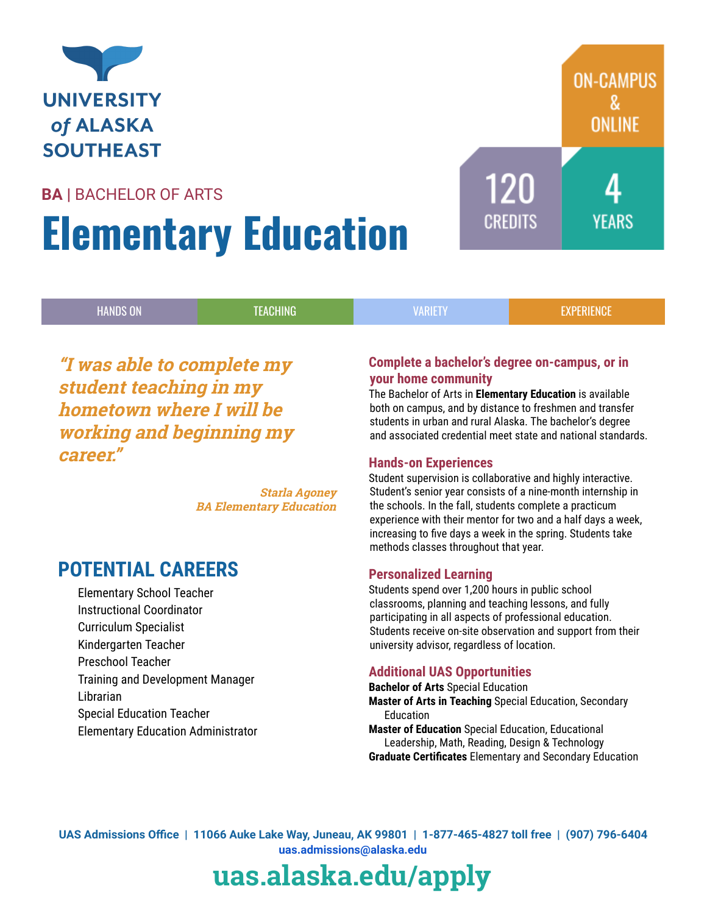UNIVERSITY of ALASKA SOUTHEAST

**BA** | BACHELOR OF ARTS

# Elementary Education

ON-CAMPUS & ONLINE

120 CREDITS

4 YEARS

HANDS ON | TEACHING | VARIETY | EXPERIENCE

*"I was able to complete my student teaching in my hometown where I will be working and beginning my career."*

*Starla Agoney*
*BA Elementary Education*

## POTENTIAL CAREERS

- Elementary School Teacher
- Instructional Coordinator
- Curriculum Specialist
- Kindergarten Teacher
- Preschool Teacher
- Training and Development Manager
- Librarian
- Special Education Teacher
- Elementary Education Administrator

### Complete a bachelor's degree on-campus, or in your home community

The Bachelor of Arts in **Elementary Education** is available both on campus, and by distance to freshmen and transfer students in urban and rural Alaska. The bachelor's degree and associated credential meet state and national standards.

### Hands-on Experiences

Student supervision is collaborative and highly interactive. Student's senior year consists of a nine-month internship in the schools. In the fall, students complete a practicum experience with their mentor for two and a half days a week, increasing to five days a week in the spring. Students take methods classes throughout that year.

### Personalized Learning

Students spend over 1,200 hours in public school classrooms, planning and teaching lessons, and fully participating in all aspects of professional education. Students receive on-site observation and support from their university advisor, regardless of location.

### Additional UAS Opportunities

**Bachelor of Arts** Special Education
**Master of Arts in Teaching** Special Education, Secondary Education
**Master of Education** Special Education, Educational Leadership, Math, Reading, Design & Technology
**Graduate Certificates** Elementary and Secondary Education

**UAS Admissions Office | 11066 Auke Lake Way, Juneau, AK 99801 | 1-877-465-4827 toll free | (907) 796-6404**
**uas.admissions@alaska.edu**

# uas.alaska.edu/apply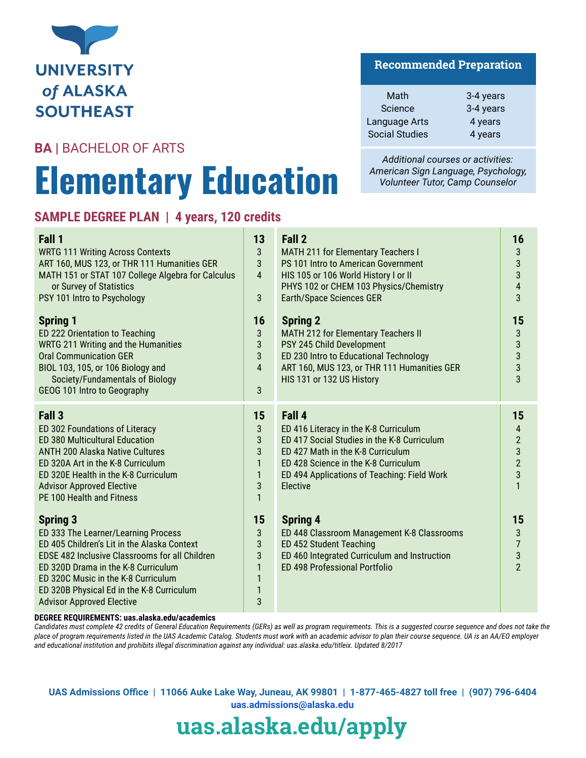UNIVERSITY *of* ALASKA SOUTHEAST

## BA | BACHELOR OF ARTS

# Elementary Education

| Recommended Preparation | |
|---|---|
| Math | 3-4 years |
| Science | 3-4 years |
| Language Arts | 4 years |
| Social Studies | 4 years |

*Additional courses or activities: American Sign Language, Psychology, Volunteer Tutor, Camp Counselor*

## SAMPLE DEGREE PLAN | 4 years, 120 credits

| Fall 1 | 13 |
|---|---|
| WRTG 111 Writing Across Contexts | 3 |
| ART 160, MUS 123, or THR 111 Humanities GER | 3 |
| MATH 151 or STAT 107 College Algebra for Calculus or Survey of Statistics | 4 |
| PSY 101 Intro to Psychology | 3 |

| Spring 1 | 16 |
|---|---|
| ED 222 Orientation to Teaching | 3 |
| WRTG 211 Writing and the Humanities | 3 |
| Oral Communication GER | 3 |
| BIOL 103, 105, or 106 Biology and Society/Fundamentals of Biology | 4 |
| GEOG 101 Intro to Geography | 3 |

| Fall 2 | 16 |
|---|---|
| MATH 211 for Elementary Teachers I | 3 |
| PS 101 Intro to American Government | 3 |
| HIS 105 or 106 World History I or II | 3 |
| PHYS 102 or CHEM 103 Physics/Chemistry | 4 |
| Earth/Space Sciences GER | 3 |

| Spring 2 | 15 |
|---|---|
| MATH 212 for Elementary Teachers II | 3 |
| PSY 245 Child Development | 3 |
| ED 230 Intro to Educational Technology | 3 |
| ART 160, MUS 123, or THR 111 Humanities GER | 3 |
| HIS 131 or 132 US History | 3 |

| Fall 3 | 15 |
|---|---|
| ED 302 Foundations of Literacy | 3 |
| ED 380 Multicultural Education | 3 |
| ANTH 200 Alaska Native Cultures | 3 |
| ED 320A Art in the K-8 Curriculum | 1 |
| ED 320E Health in the K-8 Curriculum | 1 |
| Advisor Approved Elective | 3 |
| PE 100 Health and Fitness | 1 |

| Spring 3 | 15 |
|---|---|
| ED 333 The Learner/Learning Process | 3 |
| ED 405 Children's Lit in the Alaska Context | 3 |
| EDSE 482 Inclusive Classrooms for all Children | 3 |
| ED 320D Drama in the K-8 Curriculum | 1 |
| ED 320C Music in the K-8 Curriculum | 1 |
| ED 320B Physical Ed in the K-8 Curriculum | 1 |
| Advisor Approved Elective | 3 |

| Fall 4 | 15 |
|---|---|
| ED 416 Literacy in the K-8 Curriculum | 4 |
| ED 417 Social Studies in the K-8 Curriculum | 2 |
| ED 427 Math in the K-8 Curriculum | 3 |
| ED 428 Science in the K-8 Curriculum | 2 |
| ED 494 Applications of Teaching: Field Work | 3 |
| Elective | 1 |

| Spring 4 | 15 |
|---|---|
| ED 448 Classroom Management K-8 Classrooms | 3 |
| ED 452 Student Teaching | 7 |
| ED 460 Integrated Curriculum and Instruction | 3 |
| ED 498 Professional Portfolio | 2 |

**DEGREE REQUIREMENTS: uas.alaska.edu/academics**

*Candidates must complete 42 credits of General Education Requirements (GERs) as well as program requirements. This is a suggested course sequence and does not take the place of program requirements listed in the UAS Academic Catalog. Students must work with an academic advisor to plan their course sequence. UA is an AA/EO employer and educational institution and prohibits illegal discrimination against any individual: uas.alaska.edu/titleix. Updated 8/2017*

**UAS Admissions Office | 11066 Auke Lake Way, Juneau, AK 99801 | 1-877-465-4827 toll free | (907) 796-6404**
**uas.admissions@alaska.edu**

# uas.alaska.edu/apply